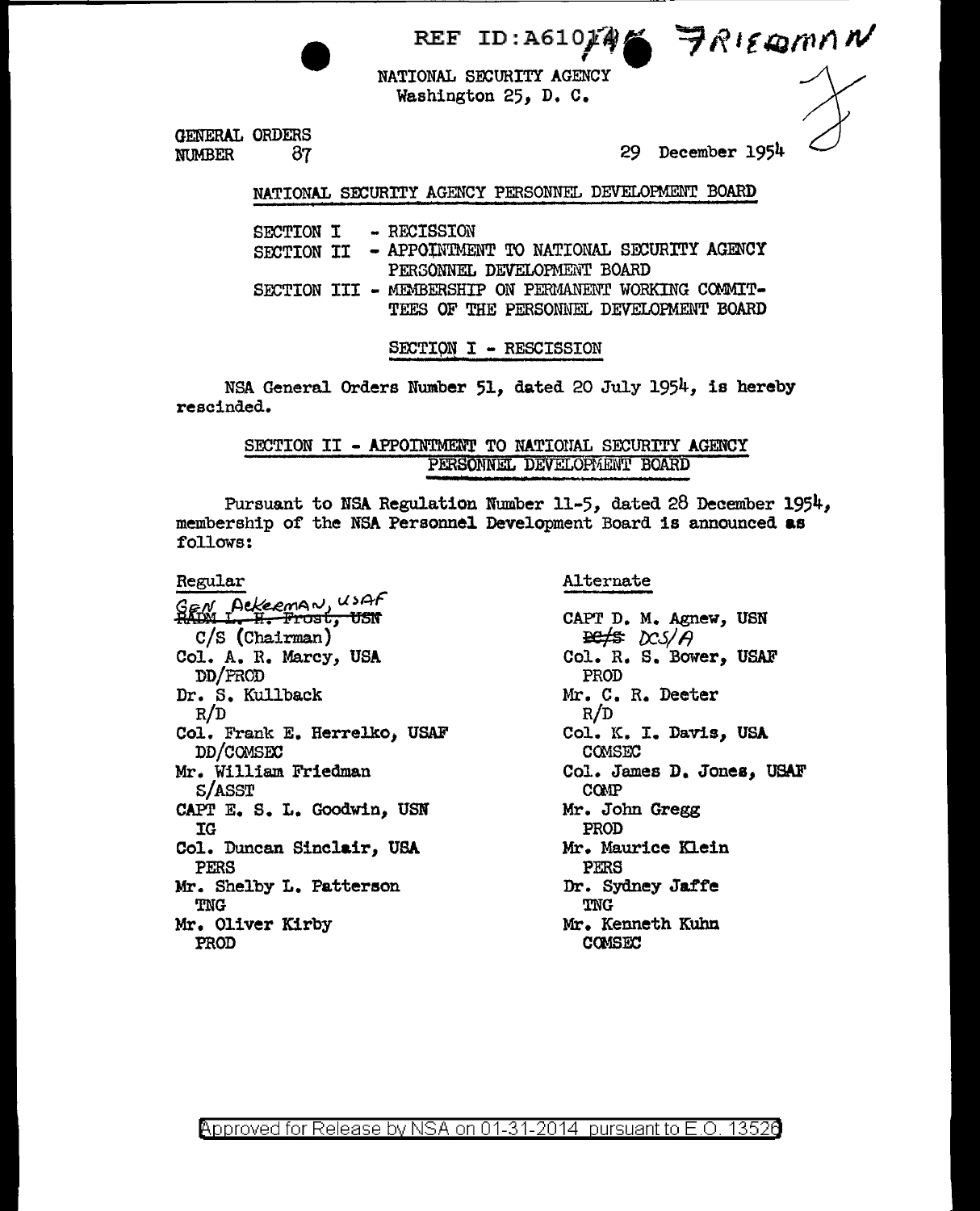REF ID:A61074 FRIEDMAN

NATIONAL SECURITY AGENCY
Washington 25, D. C.

GENERAL ORDERS
NUMBER 87

29 December 1954

## NATIONAL SECURITY AGENCY PERSONNEL DEVELOPMENT BOARD

SECTION I - RECISSION
SECTION II - APPOINTMENT TO NATIONAL SECURITY AGENCY PERSONNEL DEVELOPMENT BOARD
SECTION III - MEMBERSHIP ON PERMANENT WORKING COMMITTEES OF THE PERSONNEL DEVELOPMENT BOARD

### SECTION I - RESCISSION

NSA General Orders Number 51, dated 20 July 1954, is hereby rescinded.

### SECTION II - APPOINTMENT TO NATIONAL SECURITY AGENCY PERSONNEL DEVELOPMENT BOARD

Pursuant to NSA Regulation Number 11-5, dated 28 December 1954, membership of the NSA Personnel Development Board is announced as follows:

| Regular | Alternate |
|---|---|
| GEN Ackerman, USAF ~~RADM L. H. Frost, USN~~ C/S (Chairman) | CAPT D. M. Agnew, USN ~~DC/S~~ DCS/A |
| Col. A. R. Marcy, USA DD/PROD | Col. R. S. Bower, USAF PROD |
| Dr. S. Kullback R/D | Mr. C. R. Deeter R/D |
| Col. Frank E. Herrelko, USAF DD/COMSEC | Col. K. I. Davis, USA COMSEC |
| Mr. William Friedman S/ASST | Col. James D. Jones, USAF COMP |
| CAPT E. S. L. Goodwin, USN IG | Mr. John Gregg PROD |
| Col. Duncan Sinclair, USA PERS | Mr. Maurice Klein PERS |
| Mr. Shelby L. Patterson TNG | Dr. Sydney Jaffe TNG |
| Mr. Oliver Kirby PROD | Mr. Kenneth Kuhn COMSEC |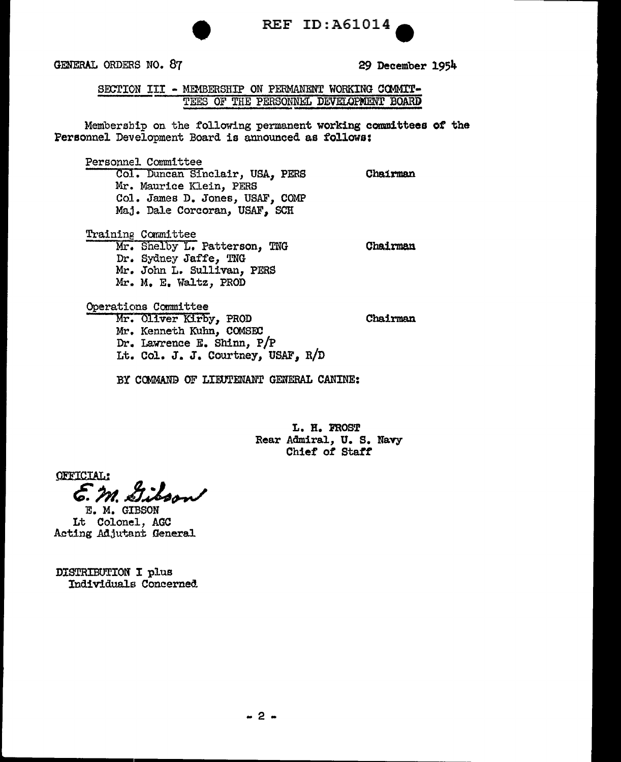REF ID:A61014

GENERAL ORDERS NO. 87

29 December 1954

SECTION III - MEMBERSHIP ON PERMANENT WORKING COMMITTEES OF THE PERSONNEL DEVELOPMENT BOARD

Membership on the following permanent working committees of the Personnel Development Board is announced as follows:

Personnel Committee

| | |
|---|---|
| Col. Duncan Sinclair, USA, PERS | Chairman |
| Mr. Maurice Klein, PERS | |
| Col. James D. Jones, USAF, COMP | |
| Maj. Dale Corcoran, USAF, SCH | |

Training Committee

| | |
|---|---|
| Mr. Shelby L. Patterson, TNG | Chairman |
| Dr. Sydney Jaffe, TNG | |
| Mr. John L. Sullivan, PERS | |
| Mr. M. E. Waltz, PROD | |

Operations Committee

| | |
|---|---|
| Mr. Oliver Kirby, PROD | Chairman |
| Mr. Kenneth Kuhn, COMSEC | |
| Dr. Lawrence E. Shinn, P/P | |
| Lt. Col. J. J. Courtney, USAF, R/D | |

BY COMMAND OF LIEUTENANT GENERAL CANINE:

L. H. FROST
Rear Admiral, U. S. Navy
Chief of Staff

OFFICIAL:

E. M. Gibson

E. M. GIBSON
Lt Colonel, AGC
Acting Adjutant General

DISTRIBUTION I plus
Individuals Concerned